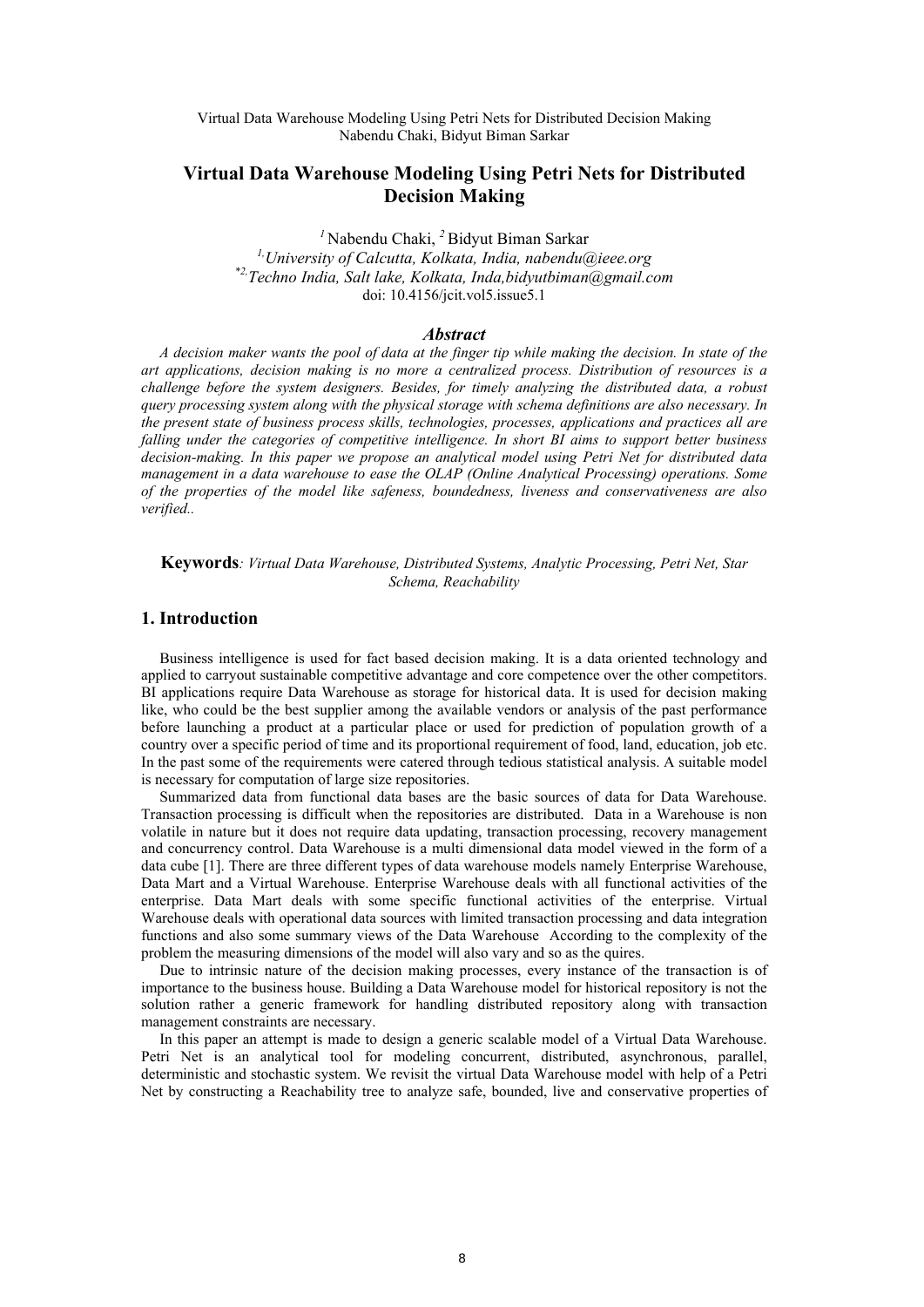# Virtual Data Warehouse Modeling Using Petri Nets for Distributed Decision Making

[1] Nabendu Chaki, [2] Bidyut Biman Sarkar

[1] University of Calcutta, Kolkata, India, nabendu@ieee.org
[*2] Techno India, Salt lake, Kolkata, Inda,bidyutbiman@gmail.com
doi: 10.4156/jcit.vol5.issue5.1

### *Abstract*

*A decision maker wants the pool of data at the finger tip while making the decision. In state of the art applications, decision making is no more a centralized process. Distribution of resources is a challenge before the system designers. Besides, for timely analyzing the distributed data, a robust query processing system along with the physical storage with schema definitions are also necessary. In the present state of business process skills, technologies, processes, applications and practices all are falling under the categories of competitive intelligence. In short BI aims to support better business decision-making. In this paper we propose an analytical model using Petri Net for distributed data management in a data warehouse to ease the OLAP (Online Analytical Processing) operations. Some of the properties of the model like safeness, boundedness, liveness and conservativeness are also verified..*

**Keywords**: *Virtual Data Warehouse, Distributed Systems, Analytic Processing, Petri Net, Star Schema, Reachability*

## 1. Introduction

Business intelligence is used for fact based decision making. It is a data oriented technology and applied to carryout sustainable competitive advantage and core competence over the other competitors. BI applications require Data Warehouse as storage for historical data. It is used for decision making like, who could be the best supplier among the available vendors or analysis of the past performance before launching a product at a particular place or used for prediction of population growth of a country over a specific period of time and its proportional requirement of food, land, education, job etc. In the past some of the requirements were catered through tedious statistical analysis. A suitable model is necessary for computation of large size repositories.

Summarized data from functional data bases are the basic sources of data for Data Warehouse. Transaction processing is difficult when the repositories are distributed. Data in a Warehouse is non volatile in nature but it does not require data updating, transaction processing, recovery management and concurrency control. Data Warehouse is a multi dimensional data model viewed in the form of a data cube [1]. There are three different types of data warehouse models namely Enterprise Warehouse, Data Mart and a Virtual Warehouse. Enterprise Warehouse deals with all functional activities of the enterprise. Data Mart deals with some specific functional activities of the enterprise. Virtual Warehouse deals with operational data sources with limited transaction processing and data integration functions and also some summary views of the Data Warehouse According to the complexity of the problem the measuring dimensions of the model will also vary and so as the quires.

Due to intrinsic nature of the decision making processes, every instance of the transaction is of importance to the business house. Building a Data Warehouse model for historical repository is not the solution rather a generic framework for handling distributed repository along with transaction management constraints are necessary.

In this paper an attempt is made to design a generic scalable model of a Virtual Data Warehouse. Petri Net is an analytical tool for modeling concurrent, distributed, asynchronous, parallel, deterministic and stochastic system. We revisit the virtual Data Warehouse model with help of a Petri Net by constructing a Reachability tree to analyze safe, bounded, live and conservative properties of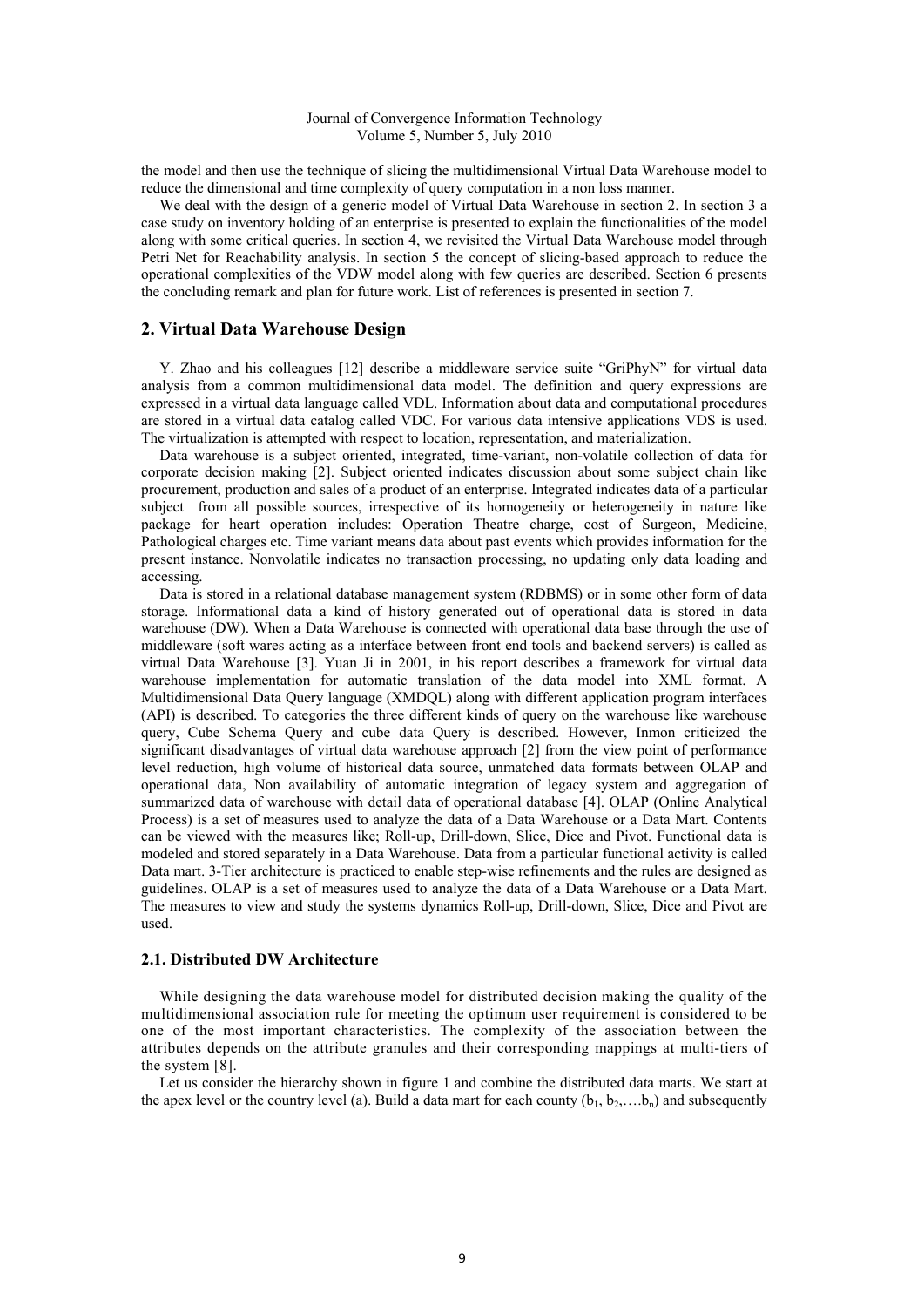the model and then use the technique of slicing the multidimensional Virtual Data Warehouse model to reduce the dimensional and time complexity of query computation in a non loss manner.

We deal with the design of a generic model of Virtual Data Warehouse in section 2. In section 3 a case study on inventory holding of an enterprise is presented to explain the functionalities of the model along with some critical queries. In section 4, we revisited the Virtual Data Warehouse model through Petri Net for Reachability analysis. In section 5 the concept of slicing-based approach to reduce the operational complexities of the VDW model along with few queries are described. Section 6 presents the concluding remark and plan for future work. List of references is presented in section 7.

## 2. Virtual Data Warehouse Design

Y. Zhao and his colleagues [12] describe a middleware service suite "GriPhyN" for virtual data analysis from a common multidimensional data model. The definition and query expressions are expressed in a virtual data language called VDL. Information about data and computational procedures are stored in a virtual data catalog called VDC. For various data intensive applications VDS is used. The virtualization is attempted with respect to location, representation, and materialization.

Data warehouse is a subject oriented, integrated, time-variant, non-volatile collection of data for corporate decision making [2]. Subject oriented indicates discussion about some subject chain like procurement, production and sales of a product of an enterprise. Integrated indicates data of a particular subject from all possible sources, irrespective of its homogeneity or heterogeneity in nature like package for heart operation includes: Operation Theatre charge, cost of Surgeon, Medicine, Pathological charges etc. Time variant means data about past events which provides information for the present instance. Nonvolatile indicates no transaction processing, no updating only data loading and accessing.

Data is stored in a relational database management system (RDBMS) or in some other form of data storage. Informational data a kind of history generated out of operational data is stored in data warehouse (DW). When a Data Warehouse is connected with operational data base through the use of middleware (soft wares acting as a interface between front end tools and backend servers) is called as virtual Data Warehouse [3]. Yuan Ji in 2001, in his report describes a framework for virtual data warehouse implementation for automatic translation of the data model into XML format. A Multidimensional Data Query language (XMDQL) along with different application program interfaces (API) is described. To categories the three different kinds of query on the warehouse like warehouse query, Cube Schema Query and cube data Query is described. However, Inmon criticized the significant disadvantages of virtual data warehouse approach [2] from the view point of performance level reduction, high volume of historical data source, unmatched data formats between OLAP and operational data, Non availability of automatic integration of legacy system and aggregation of summarized data of warehouse with detail data of operational database [4]. OLAP (Online Analytical Process) is a set of measures used to analyze the data of a Data Warehouse or a Data Mart. Contents can be viewed with the measures like; Roll-up, Drill-down, Slice, Dice and Pivot. Functional data is modeled and stored separately in a Data Warehouse. Data from a particular functional activity is called Data mart. 3-Tier architecture is practiced to enable step-wise refinements and the rules are designed as guidelines. OLAP is a set of measures used to analyze the data of a Data Warehouse or a Data Mart. The measures to view and study the systems dynamics Roll-up, Drill-down, Slice, Dice and Pivot are used.

### 2.1. Distributed DW Architecture

While designing the data warehouse model for distributed decision making the quality of the multidimensional association rule for meeting the optimum user requirement is considered to be one of the most important characteristics. The complexity of the association between the attributes depends on the attribute granules and their corresponding mappings at multi-tiers of the system [8].

Let us consider the hierarchy shown in figure 1 and combine the distributed data marts. We start at the apex level or the country level (a). Build a data mart for each county ($b_1, b_2, \ldots b_n$) and subsequently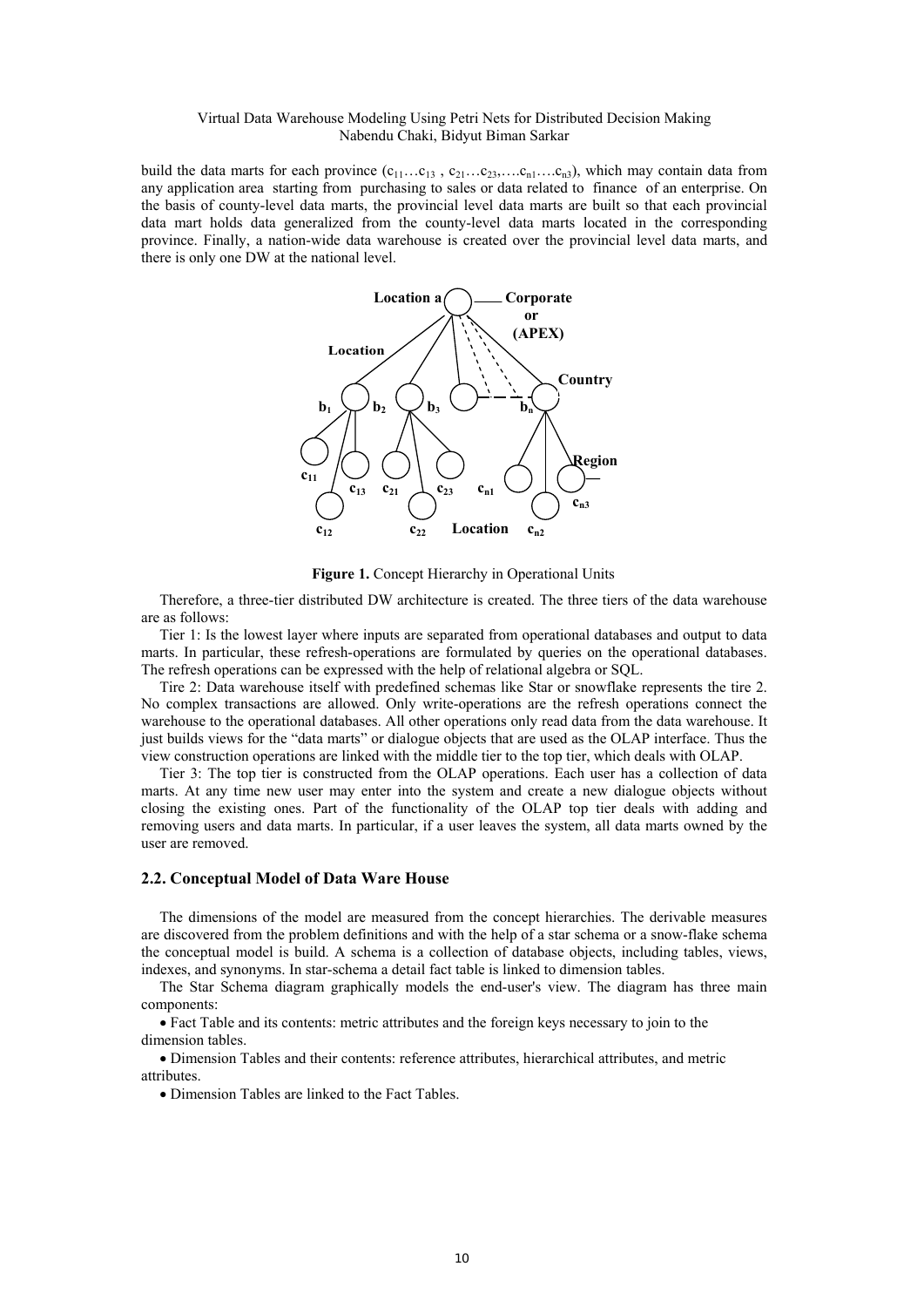build the data marts for each province ($c_{11} \ldots c_{13}$ , $c_{21} \ldots c_{23}, \ldots . c_{n1} \ldots . c_{n3}$), which may contain data from any application area starting from purchasing to sales or data related to finance of an enterprise. On the basis of county-level data marts, the provincial level data marts are built so that each provincial data mart holds data generalized from the county-level data marts located in the corresponding province. Finally, a nation-wide data warehouse is created over the provincial level data marts, and there is only one DW at the national level.

**Figure 1.** Concept Hierarchy in Operational Units

Therefore, a three-tier distributed DW architecture is created. The three tiers of the data warehouse are as follows:

Tier 1: Is the lowest layer where inputs are separated from operational databases and output to data marts. In particular, these refresh-operations are formulated by queries on the operational databases. The refresh operations can be expressed with the help of relational algebra or SQL.

Tire 2: Data warehouse itself with predefined schemas like Star or snowflake represents the tire 2. No complex transactions are allowed. Only write-operations are the refresh operations connect the warehouse to the operational databases. All other operations only read data from the data warehouse. It just builds views for the "data marts" or dialogue objects that are used as the OLAP interface. Thus the view construction operations are linked with the middle tier to the top tier, which deals with OLAP.

Tier 3: The top tier is constructed from the OLAP operations. Each user has a collection of data marts. At any time new user may enter into the system and create a new dialogue objects without closing the existing ones. Part of the functionality of the OLAP top tier deals with adding and removing users and data marts. In particular, if a user leaves the system, all data marts owned by the user are removed.

### 2.2. Conceptual Model of Data Ware House

The dimensions of the model are measured from the concept hierarchies. The derivable measures are discovered from the problem definitions and with the help of a star schema or a snow-flake schema the conceptual model is build. A schema is a collection of database objects, including tables, views, indexes, and synonyms. In star-schema a detail fact table is linked to dimension tables.

The Star Schema diagram graphically models the end-user's view. The diagram has three main components:

- Fact Table and its contents: metric attributes and the foreign keys necessary to join to the dimension tables.
- Dimension Tables and their contents: reference attributes, hierarchical attributes, and metric attributes.
- Dimension Tables are linked to the Fact Tables.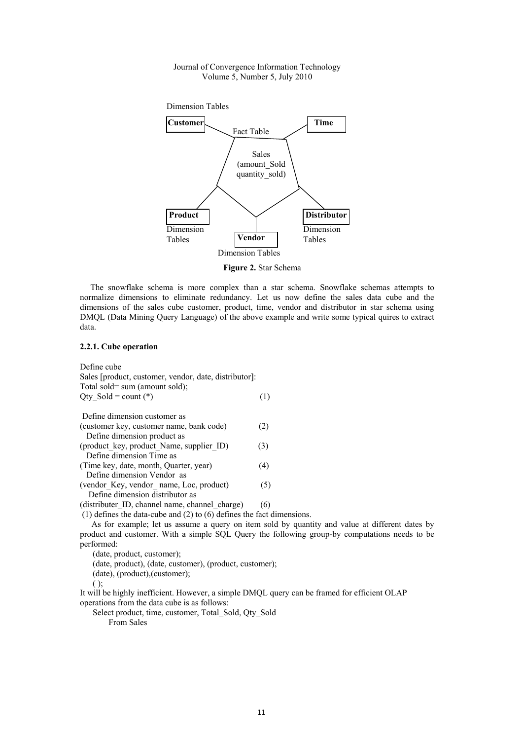Dimension Tables

**Customer** — Fact Table — **Time**

Sales (amount_Sold quantity_sold)

**Product** Dimension Tables — **Vendor** Dimension Tables — **Distributor** Dimension Tables

**Figure 2.** Star Schema

The snowflake schema is more complex than a star schema. Snowflake schemas attempts to normalize dimensions to eliminate redundancy. Let us now define the sales data cube and the dimensions of the sales cube customer, product, time, vendor and distributor in star schema using DMQL (Data Mining Query Language) of the above example and write some typical quires to extract data.

#### 2.2.1. Cube operation

```
Define cube
Sales [product, customer, vendor, date, distributor]:
Total sold= sum (amount sold);
Qty_Sold = count (*)                                (1)

 Define dimension customer as
(customer key, customer name, bank code)           (2)
  Define dimension product as
(product_key, product_Name, supplier_ID)           (3)
  Define dimension Time as
(Time key, date, month, Quarter, year)             (4)
  Define dimension Vendor as
(vendor_Key, vendor_ name, Loc, product)           (5)
  Define dimension distributor as
(distributer_ID, channel name, channel_charge)     (6)
```

(1) defines the data-cube and (2) to (6) defines the fact dimensions.

As for example; let us assume a query on item sold by quantity and value at different dates by product and customer. With a simple SQL Query the following group-by computations needs to be performed:

```
(date, product, customer);
(date, product), (date, customer), (product, customer);
(date), (product),(customer);
( );
```

It will be highly inefficient. However, a simple DMQL query can be framed for efficient OLAP operations from the data cube is as follows:

```
Select product, time, customer, Total_Sold, Qty_Sold
    From Sales
```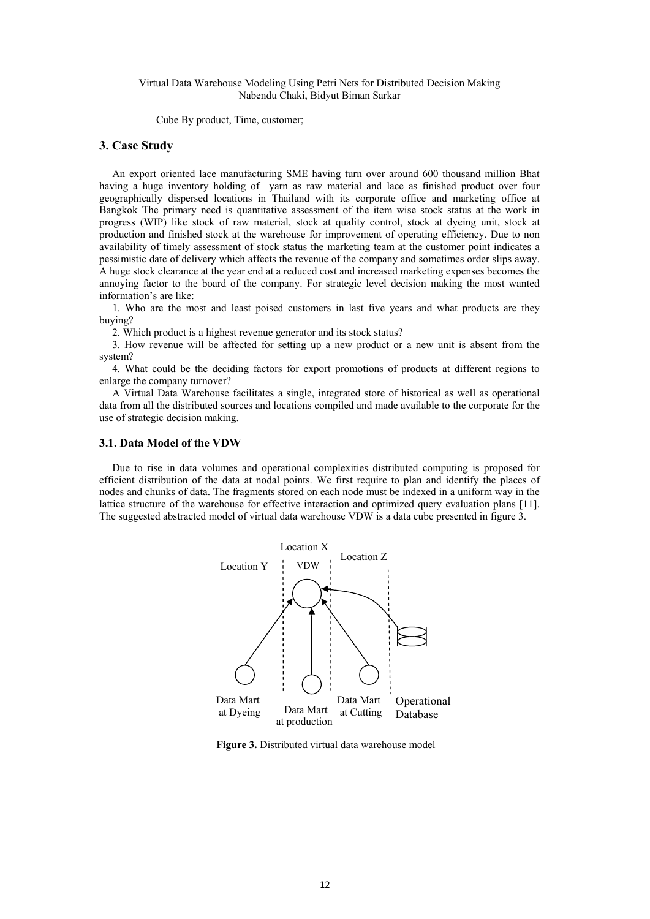Cube By product, Time, customer;

## 3. Case Study

An export oriented lace manufacturing SME having turn over around 600 thousand million Bhat having a huge inventory holding of yarn as raw material and lace as finished product over four geographically dispersed locations in Thailand with its corporate office and marketing office at Bangkok The primary need is quantitative assessment of the item wise stock status at the work in progress (WIP) like stock of raw material, stock at quality control, stock at dyeing unit, stock at production and finished stock at the warehouse for improvement of operating efficiency. Due to non availability of timely assessment of stock status the marketing team at the customer point indicates a pessimistic date of delivery which affects the revenue of the company and sometimes order slips away. A huge stock clearance at the year end at a reduced cost and increased marketing expenses becomes the annoying factor to the board of the company. For strategic level decision making the most wanted information's are like:

1. Who are the most and least poised customers in last five years and what products are they buying?
2. Which product is a highest revenue generator and its stock status?
3. How revenue will be affected for setting up a new product or a new unit is absent from the system?
4. What could be the deciding factors for export promotions of products at different regions to enlarge the company turnover?

A Virtual Data Warehouse facilitates a single, integrated store of historical as well as operational data from all the distributed sources and locations compiled and made available to the corporate for the use of strategic decision making.

### 3.1. Data Model of the VDW

Due to rise in data volumes and operational complexities distributed computing is proposed for efficient distribution of the data at nodal points. We first require to plan and identify the places of nodes and chunks of data. The fragments stored on each node must be indexed in a uniform way in the lattice structure of the warehouse for effective interaction and optimized query evaluation plans [11]. The suggested abstracted model of virtual data warehouse VDW is a data cube presented in figure 3.

Location X
VDW
Location Y
Location Z
Data Mart at Dyeing
Data Mart at production
Data Mart at Cutting
Operational Database

**Figure 3.** Distributed virtual data warehouse model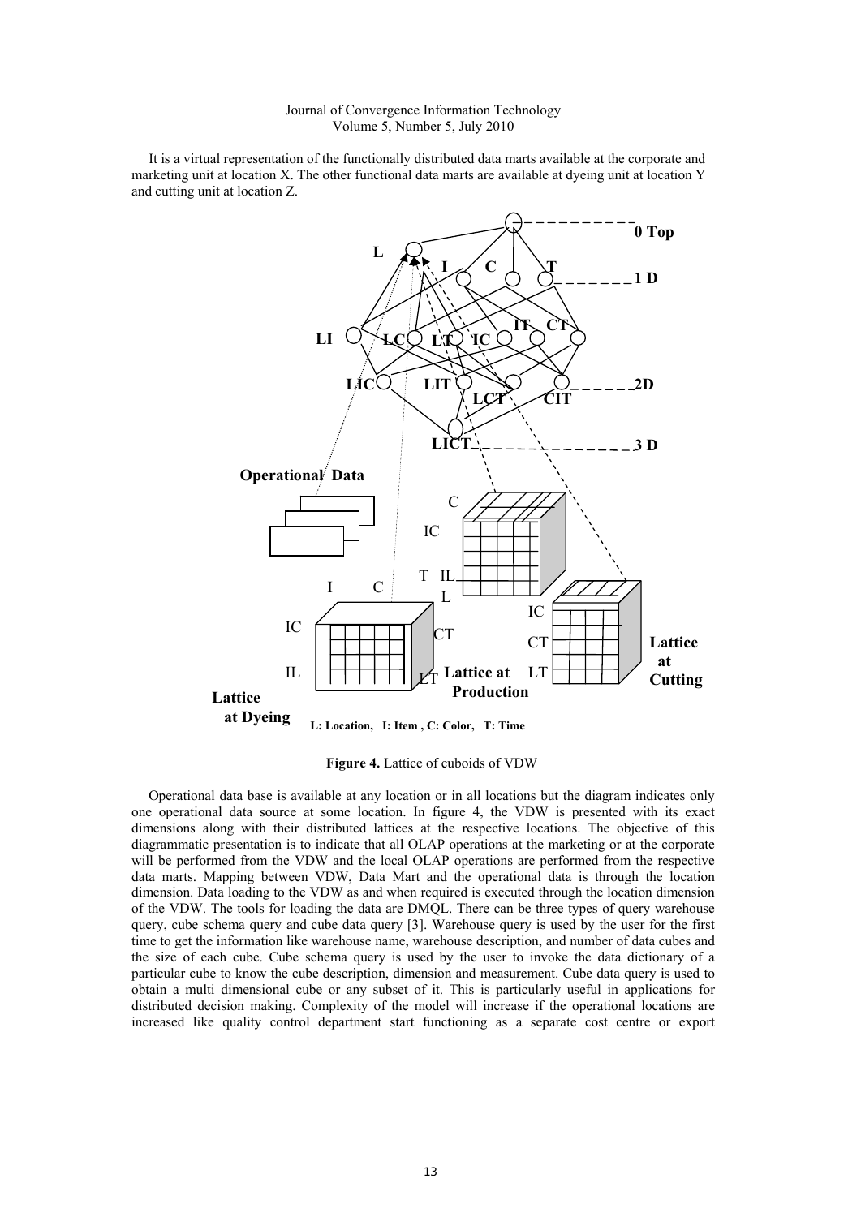It is a virtual representation of the functionally distributed data marts available at the corporate and marketing unit at location X. The other functional data marts are available at dyeing unit at location Y and cutting unit at location Z.

**Figure 4.** Lattice of cuboids of VDW

Operational data base is available at any location or in all locations but the diagram indicates only one operational data source at some location. In figure 4, the VDW is presented with its exact dimensions along with their distributed lattices at the respective locations. The objective of this diagrammatic presentation is to indicate that all OLAP operations at the marketing or at the corporate will be performed from the VDW and the local OLAP operations are performed from the respective data marts. Mapping between VDW, Data Mart and the operational data is through the location dimension. Data loading to the VDW as and when required is executed through the location dimension of the VDW. The tools for loading the data are DMQL. There can be three types of query warehouse query, cube schema query and cube data query [3]. Warehouse query is used by the user for the first time to get the information like warehouse name, warehouse description, and number of data cubes and the size of each cube. Cube schema query is used by the user to invoke the data dictionary of a particular cube to know the cube description, dimension and measurement. Cube data query is used to obtain a multi dimensional cube or any subset of it. This is particularly useful in applications for distributed decision making. Complexity of the model will increase if the operational locations are increased like quality control department start functioning as a separate cost centre or export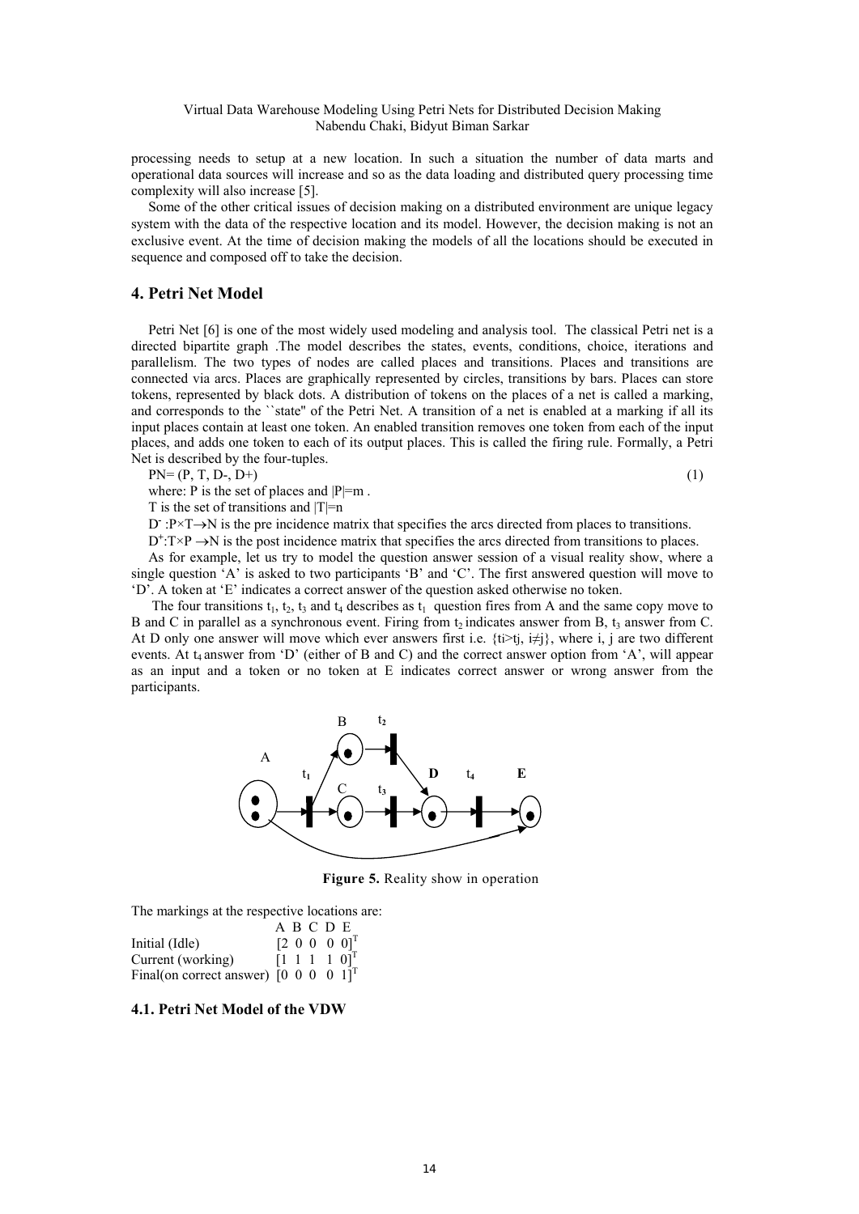processing needs to setup at a new location. In such a situation the number of data marts and operational data sources will increase and so as the data loading and distributed query processing time complexity will also increase [5].

Some of the other critical issues of decision making on a distributed environment are unique legacy system with the data of the respective location and its model. However, the decision making is not an exclusive event. At the time of decision making the models of all the locations should be executed in sequence and composed off to take the decision.

## 4. Petri Net Model

Petri Net [6] is one of the most widely used modeling and analysis tool. The classical Petri net is a directed bipartite graph .The model describes the states, events, conditions, choice, iterations and parallelism. The two types of nodes are called places and transitions. Places and transitions are connected via arcs. Places are graphically represented by circles, transitions by bars. Places can store tokens, represented by black dots. A distribution of tokens on the places of a net is called a marking, and corresponds to the ``state" of the Petri Net. A transition of a net is enabled at a marking if all its input places contain at least one token. An enabled transition removes one token from each of the input places, and adds one token to each of its output places. This is called the firing rule. Formally, a Petri Net is described by the four-tuples.

$$PN = (P, T, D^-, D^+) \quad (1)$$

where: P is the set of places and $|P|=m$ .

T is the set of transitions and $|T|=n$

$D^-: P\times T \rightarrow N$ is the pre incidence matrix that specifies the arcs directed from places to transitions.

$D^+: T\times P \rightarrow N$ is the post incidence matrix that specifies the arcs directed from transitions to places.

As for example, let us try to model the question answer session of a visual reality show, where a single question 'A' is asked to two participants 'B' and 'C'. The first answered question will move to 'D'. A token at 'E' indicates a correct answer of the question asked otherwise no token.

The four transitions $t_1$, $t_2$, $t_3$ and $t_4$ describes as $t_1$ question fires from A and the same copy move to B and C in parallel as a synchronous event. Firing from $t_2$ indicates answer from B, $t_3$ answer from C. At D only one answer will move which ever answers first i.e. $\{t_i > t_j, i \neq j\}$, where i, j are two different events. At $t_4$ answer from 'D' (either of B and C) and the correct answer option from 'A', will appear as an input and a token or no token at E indicates correct answer or wrong answer from the participants.

**Figure 5.** Reality show in operation

The markings at the respective locations are:

| | A | B | C | D | E |
|---|---|---|---|---|---|
| Initial (Idle) | [2 | 0 | 0 | 0 | 0]$^T$ |
| Current (working) | [1 | 1 | 1 | 1 | 0]$^T$ |
| Final(on correct answer) | [0 | 0 | 0 | 0 | 1]$^T$ |

### 4.1. Petri Net Model of the VDW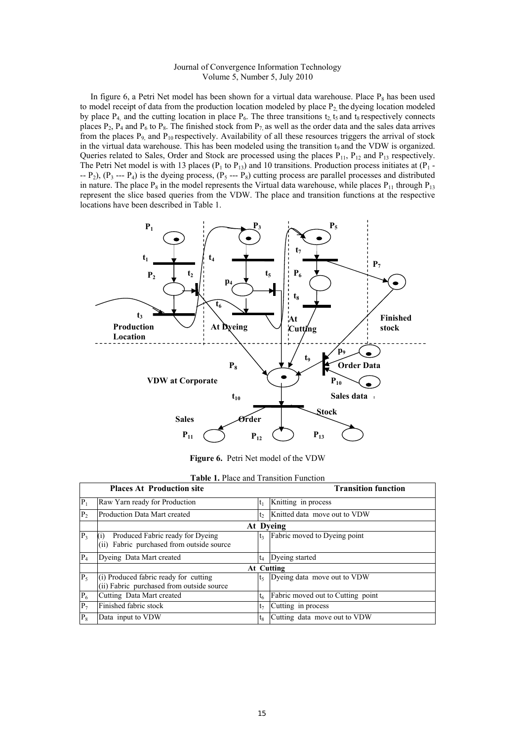In figure 6, a Petri Net model has been shown for a virtual data warehouse. Place $P_8$ has been used to model receipt of data from the production location modeled by place $P_2$, the dyeing location modeled by place $P_4$, and the cutting location in place $P_6$. The three transitions $t_2$, $t_5$ and $t_8$ respectively connects places $P_2$, $P_4$ and $P_6$ to $P_8$. The finished stock from $P_7$, as well as the order data and the sales data arrives from the places $P_9$, and $P_{10}$ respectively. Availability of all these resources triggers the arrival of stock in the virtual data warehouse. This has been modeled using the transition $t_9$ and the VDW is organized. Queries related to Sales, Order and Stock are processed using the places $P_{11}$, $P_{12}$ and $P_{13}$ respectively. The Petri Net model is with 13 places ($P_1$ to $P_{13}$) and 10 transitions. Production process initiates at ($P_1$ --- $P_2$), ($P_3$ --- $P_4$) is the dyeing process, ($P_5$ --- $P_8$) cutting process are parallel processes and distributed in nature. The place $P_8$ in the model represents the Virtual data warehouse, while places $P_{11}$ through $P_{13}$ represent the slice based queries from the VDW. The place and transition functions at the respective locations have been described in Table 1.

**Figure 6.** Petri Net model of the VDW

**Table 1.** Place and Transition Function

| | Places At Production site | | Transition function |
|---|---|---|---|
| $P_1$ | Raw Yarn ready for Production | $t_1$ | Knitting in process |
| $P_2$ | Production Data Mart created | $t_2$ | Knitted data move out to VDW |
| | **At Dyeing** | | |
| $P_3$ | (i) Produced Fabric ready for Dyeing (ii) Fabric purchased from outside source | $t_3$ | Fabric moved to Dyeing point |
| $P_4$ | Dyeing Data Mart created | $t_4$ | Dyeing started |
| | **At Cutting** | | |
| $P_5$ | (i) Produced fabric ready for cutting (ii) Fabric purchased from outside source | $t_5$ | Dyeing data move out to VDW |
| $P_6$ | Cutting Data Mart created | $t_6$ | Fabric moved out to Cutting point |
| $P_7$ | Finished fabric stock | $t_7$ | Cutting in process |
| $P_8$ | Data input to VDW | $t_8$ | Cutting data move out to VDW |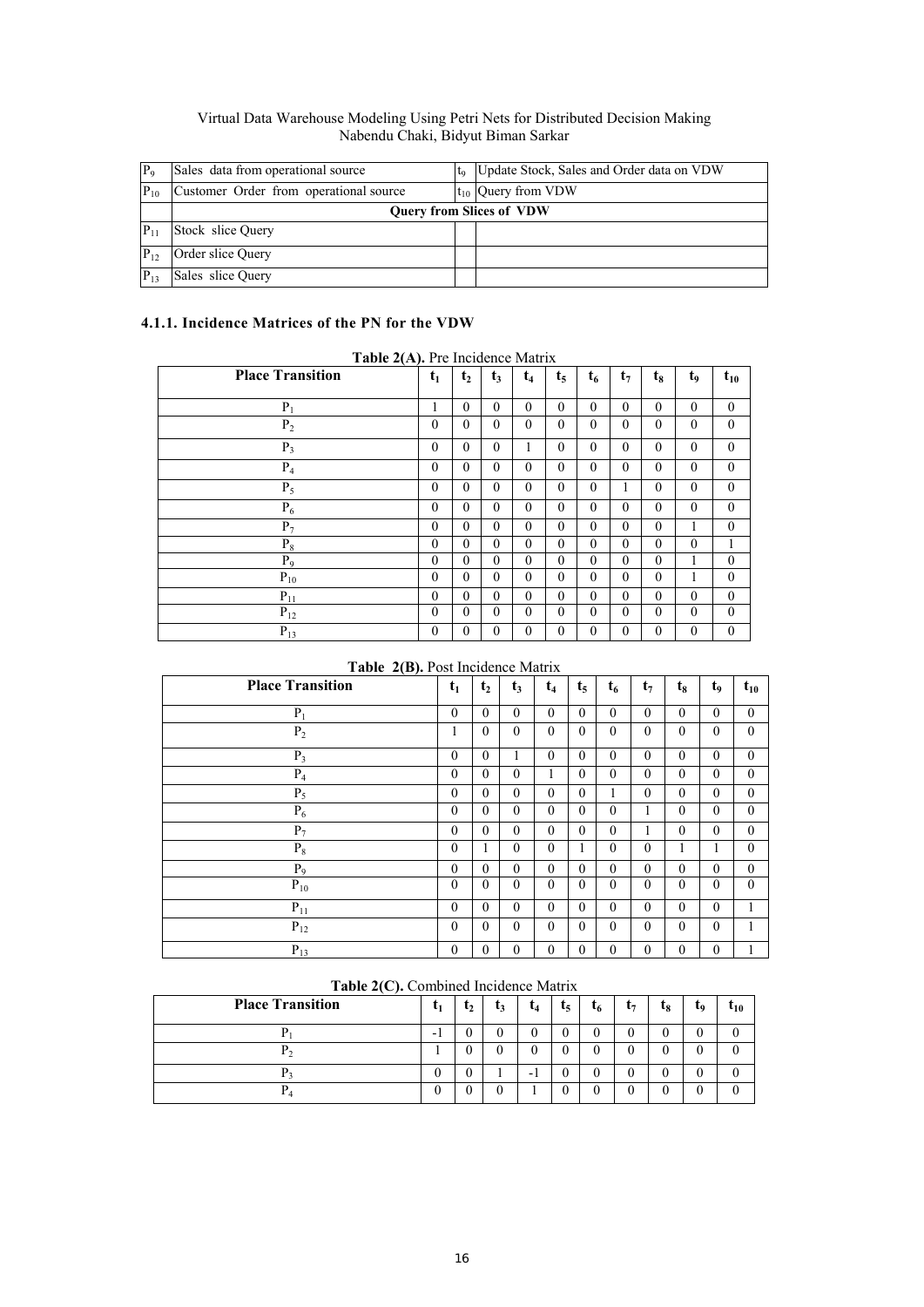| | | | |
|---|---|---|---|
| $P_9$ | Sales data from operational source | $t_9$ | Update Stock, Sales and Order data on VDW |
| $P_{10}$ | Customer Order from operational source | $t_{10}$ | Query from VDW |
| | **Query from Slices of VDW** | | |
| $P_{11}$ | Stock slice Query | | |
| $P_{12}$ | Order slice Query | | |
| $P_{13}$ | Sales slice Query | | |

### 4.1.1. Incidence Matrices of the PN for the VDW

**Table 2(A).** Pre Incidence Matrix

| Place Transition | $t_1$ | $t_2$ | $t_3$ | $t_4$ | $t_5$ | $t_6$ | $t_7$ | $t_8$ | $t_9$ | $t_{10}$ |
|---|---|---|---|---|---|---|---|---|---|---|
| $P_1$ | 1 | 0 | 0 | 0 | 0 | 0 | 0 | 0 | 0 | 0 |
| $P_2$ | 0 | 0 | 0 | 0 | 0 | 0 | 0 | 0 | 0 | 0 |
| $P_3$ | 0 | 0 | 0 | 1 | 0 | 0 | 0 | 0 | 0 | 0 |
| $P_4$ | 0 | 0 | 0 | 0 | 0 | 0 | 0 | 0 | 0 | 0 |
| $P_5$ | 0 | 0 | 0 | 0 | 0 | 0 | 1 | 0 | 0 | 0 |
| $P_6$ | 0 | 0 | 0 | 0 | 0 | 0 | 0 | 0 | 0 | 0 |
| $P_7$ | 0 | 0 | 0 | 0 | 0 | 0 | 0 | 0 | 1 | 0 |
| $P_8$ | 0 | 0 | 0 | 0 | 0 | 0 | 0 | 0 | 0 | 1 |
| $P_9$ | 0 | 0 | 0 | 0 | 0 | 0 | 0 | 0 | 1 | 0 |
| $P_{10}$ | 0 | 0 | 0 | 0 | 0 | 0 | 0 | 0 | 1 | 0 |
| $P_{11}$ | 0 | 0 | 0 | 0 | 0 | 0 | 0 | 0 | 0 | 0 |
| $P_{12}$ | 0 | 0 | 0 | 0 | 0 | 0 | 0 | 0 | 0 | 0 |
| $P_{13}$ | 0 | 0 | 0 | 0 | 0 | 0 | 0 | 0 | 0 | 0 |

**Table 2(B).** Post Incidence Matrix

| Place Transition | $t_1$ | $t_2$ | $t_3$ | $t_4$ | $t_5$ | $t_6$ | $t_7$ | $t_8$ | $t_9$ | $t_{10}$ |
|---|---|---|---|---|---|---|---|---|---|---|
| $P_1$ | 0 | 0 | 0 | 0 | 0 | 0 | 0 | 0 | 0 | 0 |
| $P_2$ | 1 | 0 | 0 | 0 | 0 | 0 | 0 | 0 | 0 | 0 |
| $P_3$ | 0 | 0 | 1 | 0 | 0 | 0 | 0 | 0 | 0 | 0 |
| $P_4$ | 0 | 0 | 0 | 1 | 0 | 0 | 0 | 0 | 0 | 0 |
| $P_5$ | 0 | 0 | 0 | 0 | 0 | 1 | 0 | 0 | 0 | 0 |
| $P_6$ | 0 | 0 | 0 | 0 | 0 | 0 | 1 | 0 | 0 | 0 |
| $P_7$ | 0 | 0 | 0 | 0 | 0 | 0 | 1 | 0 | 0 | 0 |
| $P_8$ | 0 | 1 | 0 | 0 | 1 | 0 | 0 | 1 | 1 | 0 |
| $P_9$ | 0 | 0 | 0 | 0 | 0 | 0 | 0 | 0 | 0 | 0 |
| $P_{10}$ | 0 | 0 | 0 | 0 | 0 | 0 | 0 | 0 | 0 | 0 |
| $P_{11}$ | 0 | 0 | 0 | 0 | 0 | 0 | 0 | 0 | 0 | 1 |
| $P_{12}$ | 0 | 0 | 0 | 0 | 0 | 0 | 0 | 0 | 0 | 1 |
| $P_{13}$ | 0 | 0 | 0 | 0 | 0 | 0 | 0 | 0 | 0 | 1 |

**Table 2(C).** Combined Incidence Matrix

| Place Transition | $t_1$ | $t_2$ | $t_3$ | $t_4$ | $t_5$ | $t_6$ | $t_7$ | $t_8$ | $t_9$ | $t_{10}$ |
|---|---|---|---|---|---|---|---|---|---|---|
| $P_1$ | -1 | 0 | 0 | 0 | 0 | 0 | 0 | 0 | 0 | 0 |
| $P_2$ | 1 | 0 | 0 | 0 | 0 | 0 | 0 | 0 | 0 | 0 |
| $P_3$ | 0 | 0 | 1 | -1 | 0 | 0 | 0 | 0 | 0 | 0 |
| $P_4$ | 0 | 0 | 0 | 1 | 0 | 0 | 0 | 0 | 0 | 0 |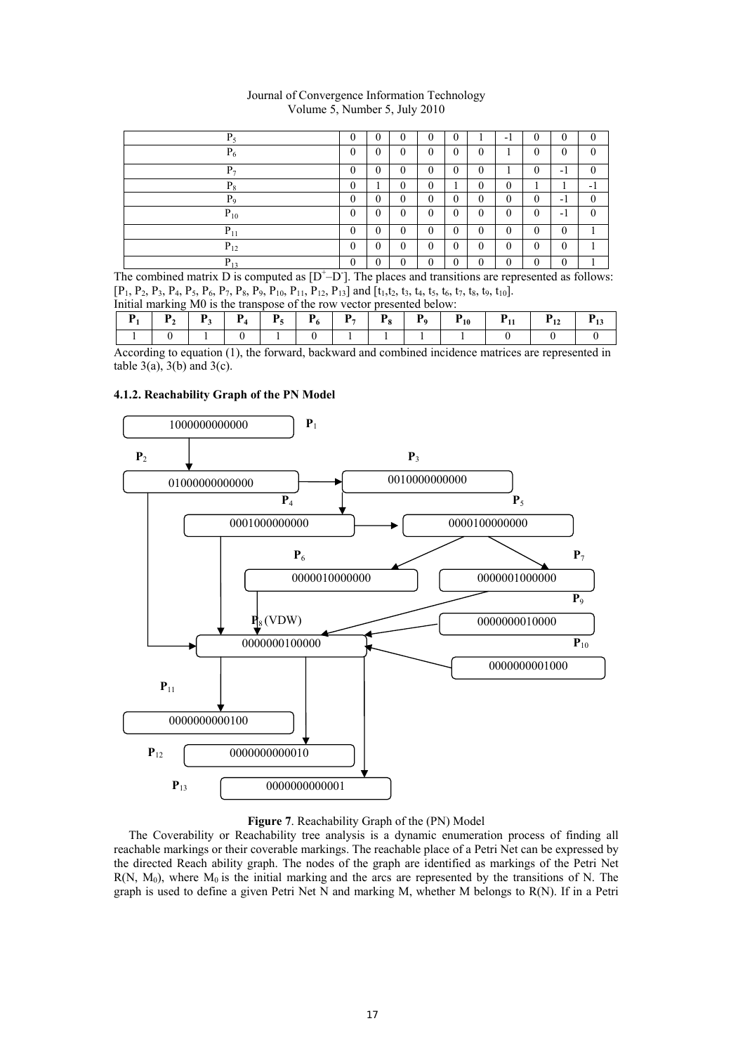| | | | | | | | | | | |
|---|---|---|---|---|---|---|---|---|---|---|
| $P_5$ | 0 | 0 | 0 | 0 | 0 | 1 | -1 | 0 | 0 | 0 |
| $P_6$ | 0 | 0 | 0 | 0 | 0 | 0 | 1 | 0 | 0 | 0 |
| $P_7$ | 0 | 0 | 0 | 0 | 0 | 0 | 1 | 0 | -1 | 0 |
| $P_8$ | 0 | 1 | 0 | 0 | 1 | 0 | 0 | 1 | 1 | -1 |
| $P_9$ | 0 | 0 | 0 | 0 | 0 | 0 | 0 | 0 | -1 | 0 |
| $P_{10}$ | 0 | 0 | 0 | 0 | 0 | 0 | 0 | 0 | -1 | 0 |
| $P_{11}$ | 0 | 0 | 0 | 0 | 0 | 0 | 0 | 0 | 0 | 1 |
| $P_{12}$ | 0 | 0 | 0 | 0 | 0 | 0 | 0 | 0 | 0 | 1 |
| $P_{13}$ | 0 | 0 | 0 | 0 | 0 | 0 | 0 | 0 | 0 | 1 |

The combined matrix D is computed as $[D^{+}–D^{-}]$. The places and transitions are represented as follows: $[P_1, P_2, P_3, P_4, P_5, P_6, P_7, P_8, P_9, P_{10}, P_{11}, P_{12}, P_{13}]$ and $[t_1, t_2, t_3, t_4, t_5, t_6, t_7, t_8, t_9, t_{10}]$.

Initial marking M0 is the transpose of the row vector presented below:

| $P_1$ | $P_2$ | $P_3$ | $P_4$ | $P_5$ | $P_6$ | $P_7$ | $P_8$ | $P_9$ | $P_{10}$ | $P_{11}$ | $P_{12}$ | $P_{13}$ |
|---|---|---|---|---|---|---|---|---|---|---|---|---|
| 1 | 0 | 1 | 0 | 1 | 0 | 1 | 1 | 1 | 1 | 0 | 0 | 0 |

According to equation (1), the forward, backward and combined incidence matrices are represented in table 3(a), 3(b) and 3(c).

#### 4.1.2. Reachability Graph of the PN Model

**Figure 7**. Reachability Graph of the (PN) Model

The Coverability or Reachability tree analysis is a dynamic enumeration process of finding all reachable markings or their coverable markings. The reachable place of a Petri Net can be expressed by the directed Reach ability graph. The nodes of the graph are identified as markings of the Petri Net $R(N, M_0)$, where $M_0$ is the initial marking and the arcs are represented by the transitions of N. The graph is used to define a given Petri Net N and marking M, whether M belongs to R(N). If in a Petri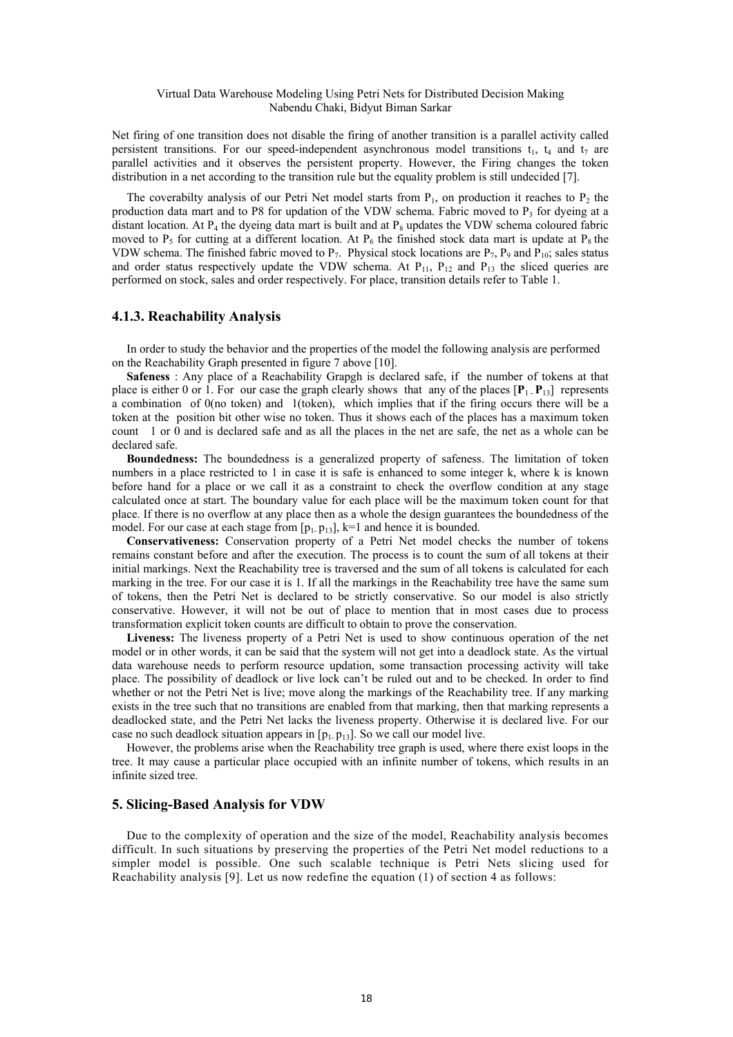Net firing of one transition does not disable the firing of another transition is a parallel activity called persistent transitions. For our speed-independent asynchronous model transitions $t_1$, $t_4$ and $t_7$ are parallel activities and it observes the persistent property. However, the Firing changes the token distribution in a net according to the transition rule but the equality problem is still undecided [7].

The coverabilty analysis of our Petri Net model starts from $P_1$, on production it reaches to $P_2$ the production data mart and to P8 for updation of the VDW schema. Fabric moved to $P_3$ for dyeing at a distant location. At $P_4$ the dyeing data mart is built and at $P_8$ updates the VDW schema coloured fabric moved to $P_5$ for cutting at a different location. At $P_6$ the finished stock data mart is update at $P_8$ the VDW schema. The finished fabric moved to $P_7$. Physical stock locations are $P_7$, $P_9$ and $P_{10}$; sales status and order status respectively update the VDW schema. At $P_{11}$, $P_{12}$ and $P_{13}$ the sliced queries are performed on stock, sales and order respectively. For place, transition details refer to Table 1.

### 4.1.3. Reachability Analysis

In order to study the behavior and the properties of the model the following analysis are performed on the Reachability Graph presented in figure 7 above [10].

**Safeness** : Any place of a Reachability Grapgh is declared safe, if the number of tokens at that place is either 0 or 1. For our case the graph clearly shows that any of the places [$\mathbf{P}_1$ - $\mathbf{P}_{13}$] represents a combination of 0(no token) and 1(token), which implies that if the firing occurs there will be a token at the position bit other wise no token. Thus it shows each of the places has a maximum token count 1 or 0 and is declared safe and as all the places in the net are safe, the net as a whole can be declared safe.

**Boundedness:** The boundedness is a generalized property of safeness. The limitation of token numbers in a place restricted to 1 in case it is safe is enhanced to some integer k, where k is known before hand for a place or we call it as a constraint to check the overflow condition at any stage calculated once at start. The boundary value for each place will be the maximum token count for that place. If there is no overflow at any place then as a whole the design guarantees the boundedness of the model. For our case at each stage from [$p_1$- $p_{13}$], k=1 and hence it is bounded.

**Conservativeness:** Conservation property of a Petri Net model checks the number of tokens remains constant before and after the execution. The process is to count the sum of all tokens at their initial markings. Next the Reachability tree is traversed and the sum of all tokens is calculated for each marking in the tree. For our case it is 1. If all the markings in the Reachability tree have the same sum of tokens, then the Petri Net is declared to be strictly conservative. So our model is also strictly conservative. However, it will not be out of place to mention that in most cases due to process transformation explicit token counts are difficult to obtain to prove the conservation.

**Liveness:** The liveness property of a Petri Net is used to show continuous operation of the net model or in other words, it can be said that the system will not get into a deadlock state. As the virtual data warehouse needs to perform resource updation, some transaction processing activity will take place. The possibility of deadlock or live lock can't be ruled out and to be checked. In order to find whether or not the Petri Net is live; move along the markings of the Reachability tree. If any marking exists in the tree such that no transitions are enabled from that marking, then that marking represents a deadlocked state, and the Petri Net lacks the liveness property. Otherwise it is declared live. For our case no such deadlock situation appears in [$p_1$- $p_{13}$]. So we call our model live.

However, the problems arise when the Reachability tree graph is used, where there exist loops in the tree. It may cause a particular place occupied with an infinite number of tokens, which results in an infinite sized tree.

## 5. Slicing-Based Analysis for VDW

Due to the complexity of operation and the size of the model, Reachability analysis becomes difficult. In such situations by preserving the properties of the Petri Net model reductions to a simpler model is possible. One such scalable technique is Petri Nets slicing used for Reachability analysis [9]. Let us now redefine the equation (1) of section 4 as follows: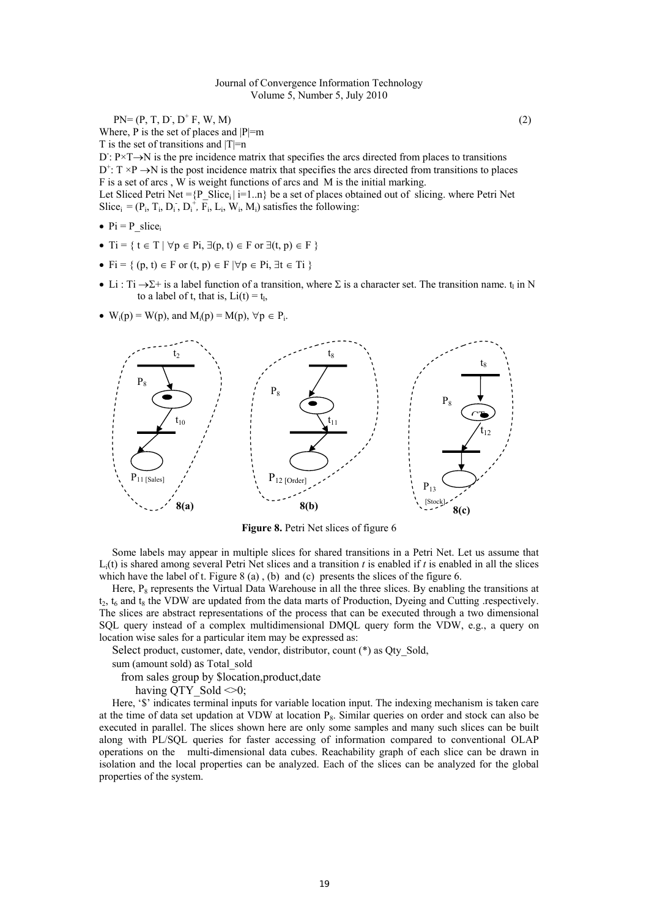$$PN = (P, T, D^-, D^+ F, W, M) \quad (2)$$

Where, P is the set of places and $|P|=m$

T is the set of transitions and $|T|=n$

$D^-: P \times T \rightarrow N$ is the pre incidence matrix that specifies the arcs directed from places to transitions

$D^+: T \times P \rightarrow N$ is the post incidence matrix that specifies the arcs directed from transitions to places

F is a set of arcs , W is weight functions of arcs and M is the initial marking.

Let Sliced Petri Net $=\{P\_Slice_i \mid i=1..n\}$ be a set of places obtained out of slicing. where Petri Net $Slice_i = (P_i, T_i, D_i^-, D_i^+, F_i, L_i, W_i, M_i)$ satisfies the following:

- $Pi = P\_slice_i$
- $Ti = \{ t \in T \mid \forall p \in Pi, \exists(p, t) \in F \text{ or } \exists(t, p) \in F \}$
- $Fi = \{ (p, t) \in F \text{ or } (t, p) \in F \mid \forall p \in Pi, \exists t \in Ti \}$
- $Li : Ti \rightarrow \Sigma+$ is a label function of a transition, where $\Sigma$ is a character set. The transition name. $t_l$ in N to a label of t, that is, $Li(t) = t_l$,
- $W_i(p) = W(p)$, and $M_i(p) = M(p)$, $\forall p \in P_i$.

**Figure 8.** Petri Net slices of figure 6

Some labels may appear in multiple slices for shared transitions in a Petri Net. Let us assume that $L_i(t)$ is shared among several Petri Net slices and a transition *t* is enabled if *t* is enabled in all the slices which have the label of t. Figure 8 (a) , (b) and (c) presents the slices of the figure 6.

Here, $P_8$ represents the Virtual Data Warehouse in all the three slices. By enabling the transitions at $t_2$, $t_6$ and $t_8$ the VDW are updated from the data marts of Production, Dyeing and Cutting .respectively. The slices are abstract representations of the process that can be executed through a two dimensional SQL query instead of a complex multidimensional DMQL query form the VDW, e.g., a query on location wise sales for a particular item may be expressed as:

```
Select product, customer, date, vendor, distributor, count (*) as Qty_Sold,
sum (amount sold) as Total_sold
  from sales group by $location,product,date
    having QTY_Sold <>0;
```

Here, '\$' indicates terminal inputs for variable location input. The indexing mechanism is taken care at the time of data set updation at VDW at location $P_8$. Similar queries on order and stock can also be executed in parallel. The slices shown here are only some samples and many such slices can be built along with PL/SQL queries for faster accessing of information compared to conventional OLAP operations on the multi-dimensional data cubes. Reachability graph of each slice can be drawn in isolation and the local properties can be analyzed. Each of the slices can be analyzed for the global properties of the system.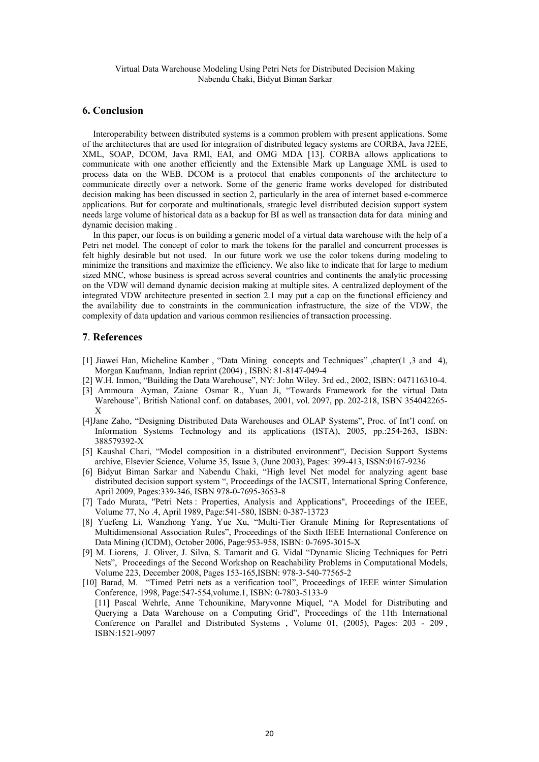## 6. Conclusion

Interoperability between distributed systems is a common problem with present applications. Some of the architectures that are used for integration of distributed legacy systems are CORBA, Java J2EE, XML, SOAP, DCOM, Java RMI, EAI, and OMG MDA [13]. CORBA allows applications to communicate with one another efficiently and the Extensible Mark up Language XML is used to process data on the WEB. DCOM is a protocol that enables components of the architecture to communicate directly over a network. Some of the generic frame works developed for distributed decision making has been discussed in section 2, particularly in the area of internet based e-commerce applications. But for corporate and multinationals, strategic level distributed decision support system needs large volume of historical data as a backup for BI as well as transaction data for data mining and dynamic decision making .

In this paper, our focus is on building a generic model of a virtual data warehouse with the help of a Petri net model. The concept of color to mark the tokens for the parallel and concurrent processes is felt highly desirable but not used. In our future work we use the color tokens during modeling to minimize the transitions and maximize the efficiency. We also like to indicate that for large to medium sized MNC, whose business is spread across several countries and continents the analytic processing on the VDW will demand dynamic decision making at multiple sites. A centralized deployment of the integrated VDW architecture presented in section 2.1 may put a cap on the functional efficiency and the availability due to constraints in the communication infrastructure, the size of the VDW, the complexity of data updation and various common resiliencies of transaction processing.

## 7. References

[1] Jiawei Han, Micheline Kamber , "Data Mining concepts and Techniques" ,chapter(1 ,3 and 4), Morgan Kaufmann, Indian reprint (2004) , ISBN: 81-8147-049-4

[2] W.H. Inmon, "Building the Data Warehouse", NY: John Wiley. 3rd ed., 2002, ISBN: 047116310-4.

[3] Ammoura Ayman, Zaiane Osmar R., Yuan Ji, "Towards Framework for the virtual Data Warehouse", British National conf. on databases, 2001, vol. 2097, pp. 202-218, ISBN 354042265-X

[4]Jane Zaho, "Designing Distributed Data Warehouses and OLAP Systems", Proc. of Int'l conf. on Information Systems Technology and its applications (ISTA), 2005, pp.:254-263, ISBN: 388579392-X

[5] Kaushal Chari, "Model composition in a distributed environment", Decision Support Systems archive, Elsevier Science, Volume 35, Issue 3, (June 2003), Pages: 399-413, ISSN:0167-9236

[6] Bidyut Biman Sarkar and Nabendu Chaki, "High level Net model for analyzing agent base distributed decision support system ", Proceedings of the IACSIT, International Spring Conference, April 2009, Pages:339-346, ISBN 978-0-7695-3653-8

[7] Tado Murata, "Petri Nets : Properties, Analysis and Applications", Proceedings of the IEEE, Volume 77, No .4, April 1989, Page:541-580, ISBN: 0-387-13723

[8] Yuefeng Li, Wanzhong Yang, Yue Xu, "Multi-Tier Granule Mining for Representations of Multidimensional Association Rules", Proceedings of the Sixth IEEE International Conference on Data Mining (ICDM), October 2006, Page:953-958, ISBN: 0-7695-3015-X

[9] M. Liorens, J. Oliver, J. Silva, S. Tamarit and G. Vidal "Dynamic Slicing Techniques for Petri Nets", Proceedings of the Second Workshop on Reachability Problems in Computational Models, Volume 223, December 2008, Pages 153-165,ISBN: 978-3-540-77565-2

[10] Barad, M. "Timed Petri nets as a verification tool", Proceedings of IEEE winter Simulation Conference, 1998, Page:547-554,volume.1, ISBN: 0-7803-5133-9

[11] Pascal Wehrle, Anne Tchounikine, Maryvonne Miquel, "A Model for Distributing and Querying a Data Warehouse on a Computing Grid", Proceedings of the 11th International Conference on Parallel and Distributed Systems , Volume 01, (2005), Pages: 203 - 209 , ISBN:1521-9097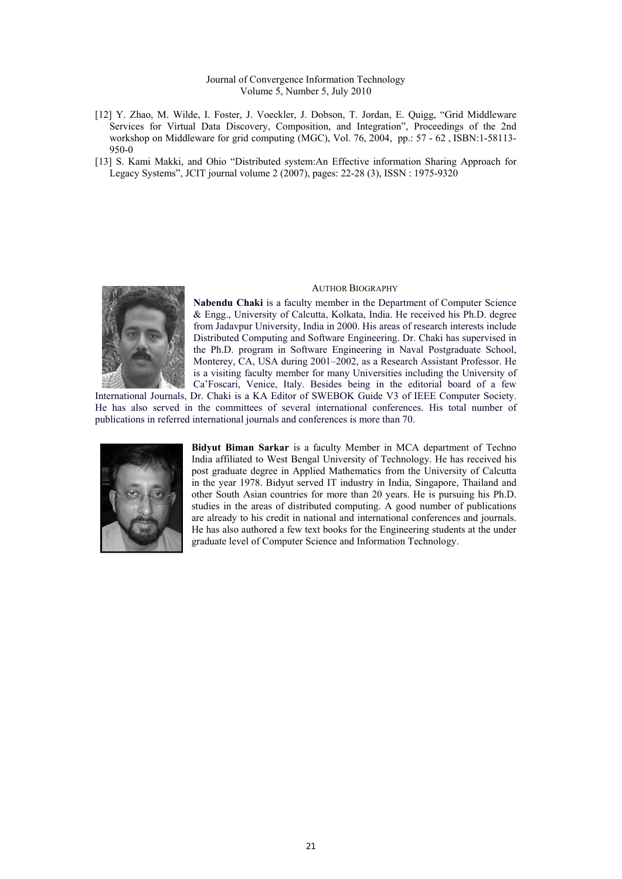[12] Y. Zhao, M. Wilde, I. Foster, J. Voeckler, J. Dobson, T. Jordan, E. Quigg, "Grid Middleware Services for Virtual Data Discovery, Composition, and Integration", Proceedings of the 2nd workshop on Middleware for grid computing (MGC), Vol. 76, 2004, pp.: 57 - 62 , ISBN:1-58113-950-0

[13] S. Kami Makki, and Ohio "Distributed system:An Effective information Sharing Approach for Legacy Systems", JCIT journal volume 2 (2007), pages: 22-28 (3), ISSN : 1975-9320

## AUTHOR BIOGRAPHY

**Nabendu Chaki** is a faculty member in the Department of Computer Science & Engg., University of Calcutta, Kolkata, India. He received his Ph.D. degree from Jadavpur University, India in 2000. His areas of research interests include Distributed Computing and Software Engineering. Dr. Chaki has supervised in the Ph.D. program in Software Engineering in Naval Postgraduate School, Monterey, CA, USA during 2001–2002, as a Research Assistant Professor. He is a visiting faculty member for many Universities including the University of Ca'Foscari, Venice, Italy. Besides being in the editorial board of a few International Journals, Dr. Chaki is a KA Editor of SWEBOK Guide V3 of IEEE Computer Society. He has also served in the committees of several international conferences. His total number of publications in referred international journals and conferences is more than 70.

**Bidyut Biman Sarkar** is a faculty Member in MCA department of Techno India affiliated to West Bengal University of Technology. He has received his post graduate degree in Applied Mathematics from the University of Calcutta in the year 1978. Bidyut served IT industry in India, Singapore, Thailand and other South Asian countries for more than 20 years. He is pursuing his Ph.D. studies in the areas of distributed computing. A good number of publications are already to his credit in national and international conferences and journals. He has also authored a few text books for the Engineering students at the under graduate level of Computer Science and Information Technology.